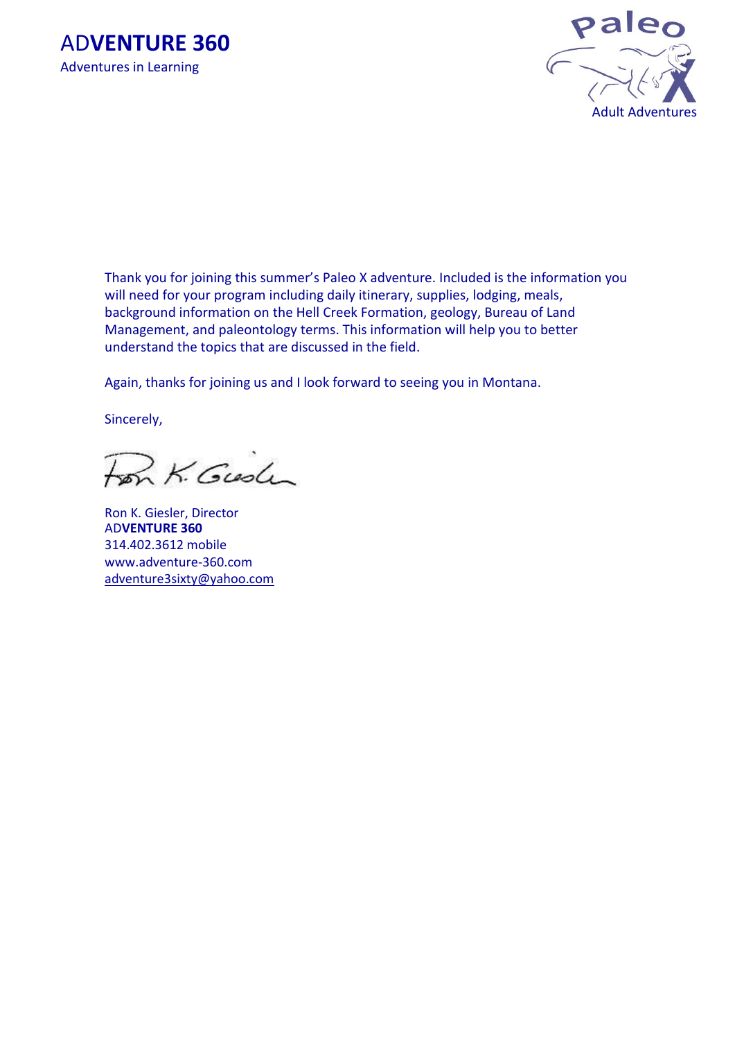AD**VENTURE 360**

Adventures in Learning

Paleo X

Adult Adventures

Thank you for joining this summer's Paleo X adventure. Included is the information you will need for your program including daily itinerary, supplies, lodging, meals, background information on the Hell Creek Formation, geology, Bureau of Land Management, and paleontology terms. This information will help you to better understand the topics that are discussed in the field.

Again, thanks for joining us and I look forward to seeing you in Montana.

Sincerely,

Ron K. Giesler

Ron K. Giesler, Director
AD**VENTURE 360**
314.402.3612 mobile
www.adventure-360.com
adventure3sixty@yahoo.com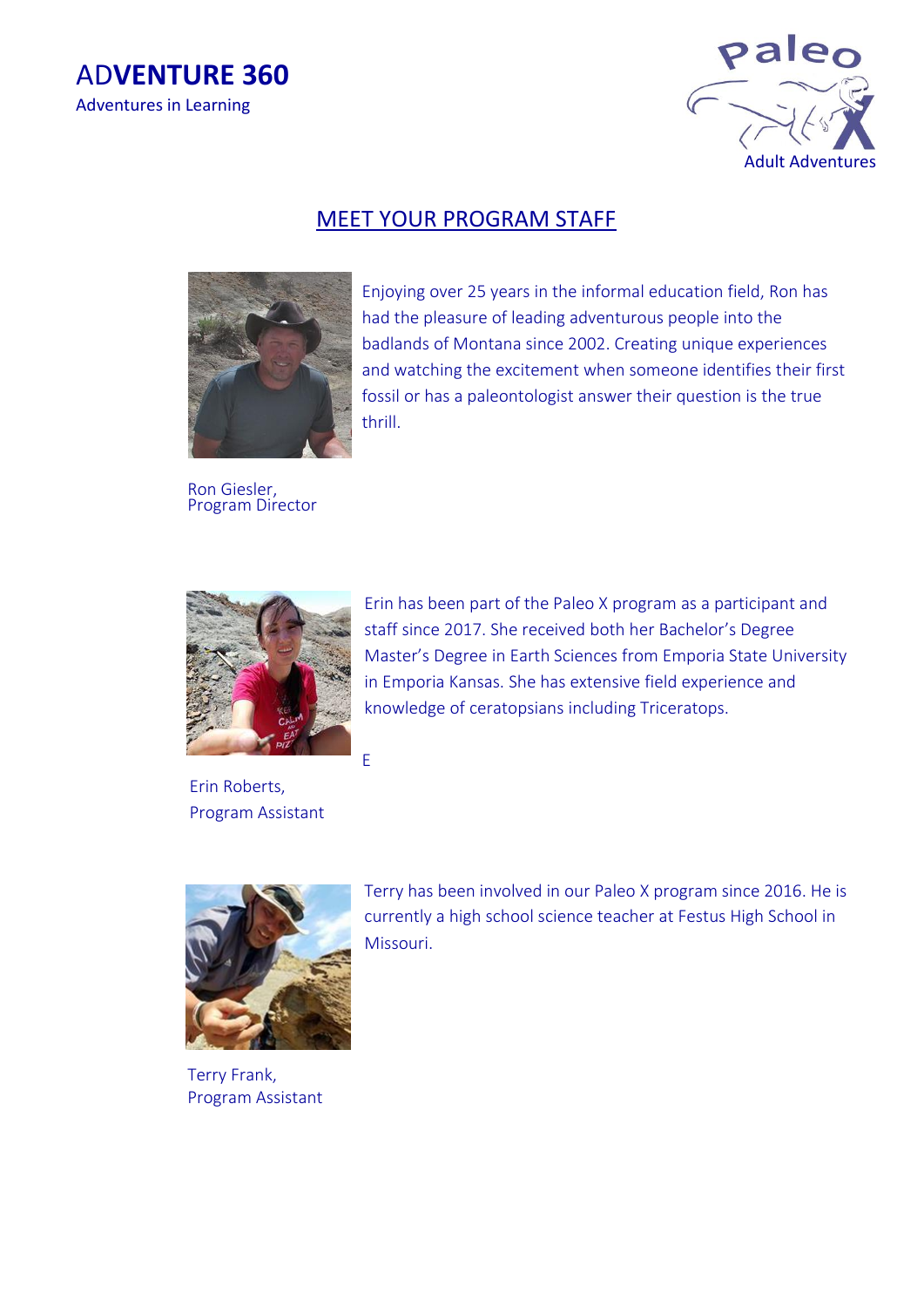ADVENTURE 360
Adventures in Learning

Paleo X
Adult Adventures

## MEET YOUR PROGRAM STAFF

Enjoying over 25 years in the informal education field, Ron has had the pleasure of leading adventurous people into the badlands of Montana since 2002. Creating unique experiences and watching the excitement when someone identifies their first fossil or has a paleontologist answer their question is the true thrill.

Ron Giesler,
Program Director

Erin has been part of the Paleo X program as a participant and staff since 2017. She received both her Bachelor's Degree Master's Degree in Earth Sciences from Emporia State University in Emporia Kansas. She has extensive field experience and knowledge of ceratopsians including Triceratops.

E

Erin Roberts,
Program Assistant

Terry has been involved in our Paleo X program since 2016. He is currently a high school science teacher at Festus High School in Missouri.

Terry Frank,
Program Assistant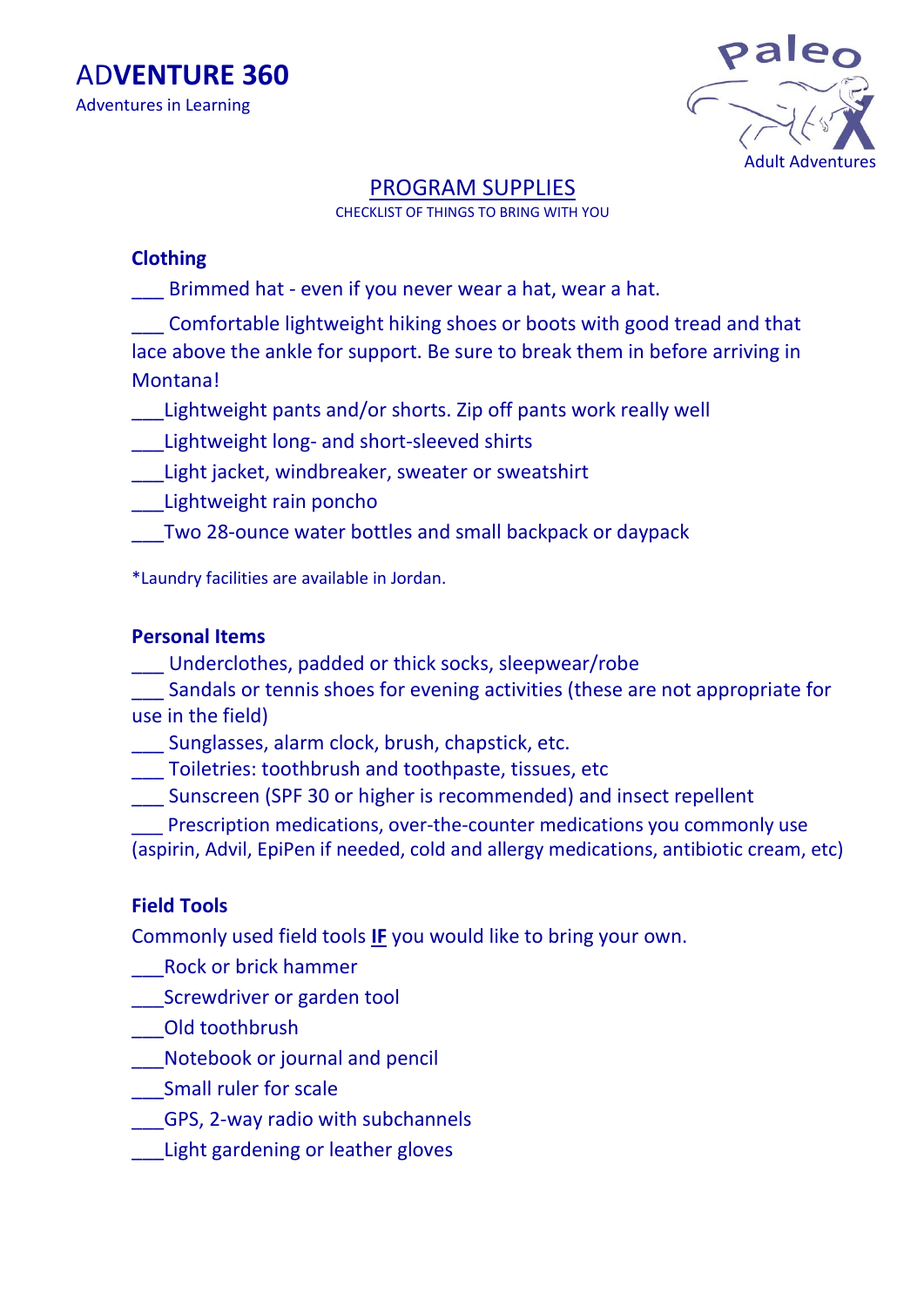ADVENTURE 360

Adventures in Learning

Paleo X

Adult Adventures

## PROGRAM SUPPLIES

CHECKLIST OF THINGS TO BRING WITH YOU

### Clothing

___ Brimmed hat - even if you never wear a hat, wear a hat.

___ Comfortable lightweight hiking shoes or boots with good tread and that lace above the ankle for support. Be sure to break them in before arriving in Montana!

___Lightweight pants and/or shorts. Zip off pants work really well

___Lightweight long- and short-sleeved shirts

___Light jacket, windbreaker, sweater or sweatshirt

___Lightweight rain poncho

___Two 28-ounce water bottles and small backpack or daypack

*Laundry facilities are available in Jordan.

### Personal Items

___ Underclothes, padded or thick socks, sleepwear/robe

___ Sandals or tennis shoes for evening activities (these are not appropriate for use in the field)

___ Sunglasses, alarm clock, brush, chapstick, etc.

___ Toiletries: toothbrush and toothpaste, tissues, etc

___ Sunscreen (SPF 30 or higher is recommended) and insect repellent

___ Prescription medications, over-the-counter medications you commonly use (aspirin, Advil, EpiPen if needed, cold and allergy medications, antibiotic cream, etc)

### Field Tools

Commonly used field tools **IF** you would like to bring your own.

___Rock or brick hammer

___Screwdriver or garden tool

___Old toothbrush

___Notebook or journal and pencil

___Small ruler for scale

___GPS, 2-way radio with subchannels

___Light gardening or leather gloves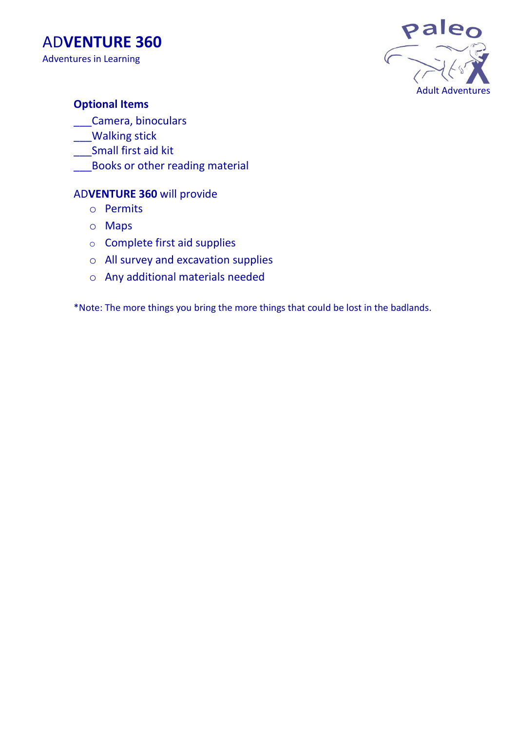**Optional Items**

___Camera, binoculars
___Walking stick
___Small first aid kit
___Books or other reading material

AD**VENTURE 360** will provide

- Permits
- Maps
- Complete first aid supplies
- All survey and excavation supplies
- Any additional materials needed

*Note: The more things you bring the more things that could be lost in the badlands.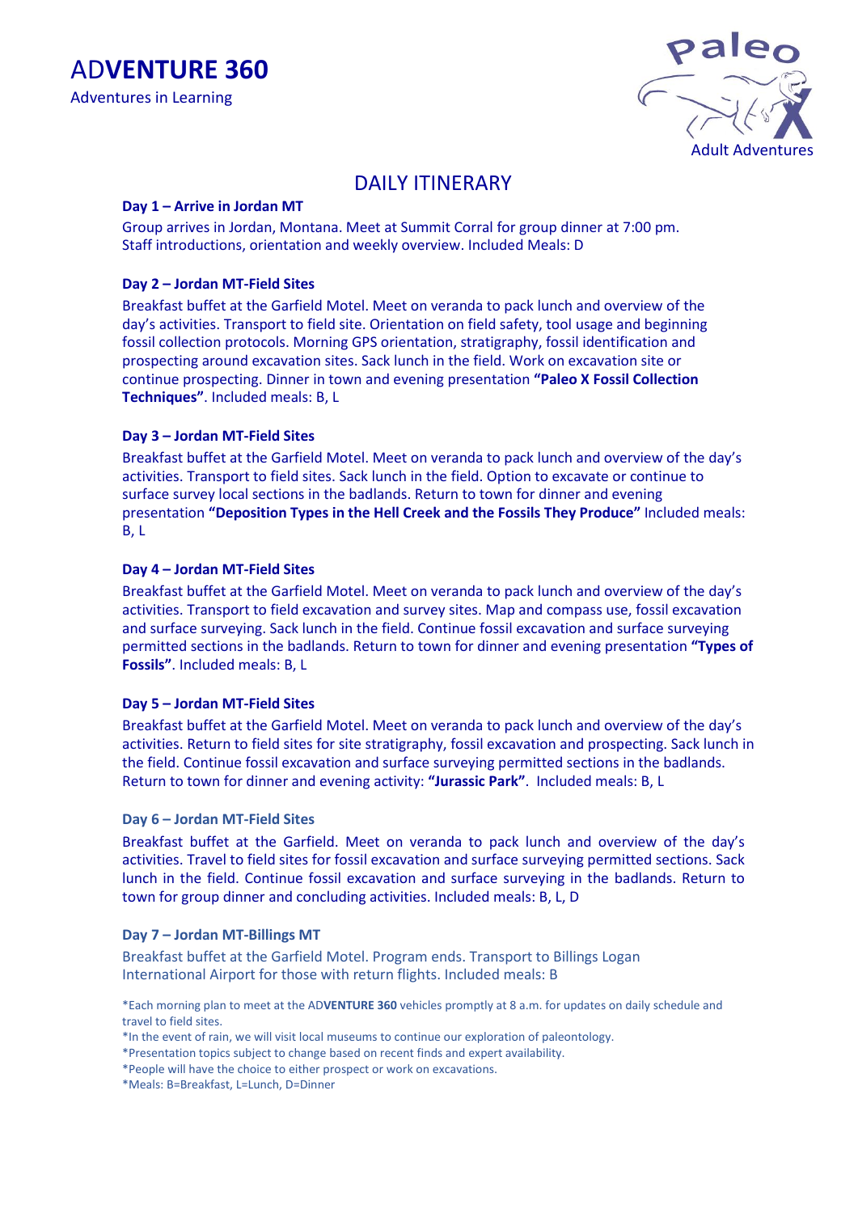ADVENTURE 360

Adventures in Learning

Paleo X

Adult Adventures

# DAILY ITINERARY

**Day 1 – Arrive in Jordan MT**

Group arrives in Jordan, Montana. Meet at Summit Corral for group dinner at 7:00 pm. Staff introductions, orientation and weekly overview. Included Meals: D

**Day 2 – Jordan MT-Field Sites**

Breakfast buffet at the Garfield Motel. Meet on veranda to pack lunch and overview of the day's activities. Transport to field site. Orientation on field safety, tool usage and beginning fossil collection protocols. Morning GPS orientation, stratigraphy, fossil identification and prospecting around excavation sites. Sack lunch in the field. Work on excavation site or continue prospecting. Dinner in town and evening presentation **"Paleo X Fossil Collection Techniques"**. Included meals: B, L

**Day 3 – Jordan MT-Field Sites**

Breakfast buffet at the Garfield Motel. Meet on veranda to pack lunch and overview of the day's activities. Transport to field sites. Sack lunch in the field. Option to excavate or continue to surface survey local sections in the badlands. Return to town for dinner and evening presentation **"Deposition Types in the Hell Creek and the Fossils They Produce"** Included meals: B, L

**Day 4 – Jordan MT-Field Sites**

Breakfast buffet at the Garfield Motel. Meet on veranda to pack lunch and overview of the day's activities. Transport to field excavation and survey sites. Map and compass use, fossil excavation and surface surveying. Sack lunch in the field. Continue fossil excavation and surface surveying permitted sections in the badlands. Return to town for dinner and evening presentation **"Types of Fossils"**. Included meals: B, L

**Day 5 – Jordan MT-Field Sites**

Breakfast buffet at the Garfield Motel. Meet on veranda to pack lunch and overview of the day's activities. Return to field sites for site stratigraphy, fossil excavation and prospecting. Sack lunch in the field. Continue fossil excavation and surface surveying permitted sections in the badlands. Return to town for dinner and evening activity: **"Jurassic Park"**. Included meals: B, L

**Day 6 – Jordan MT-Field Sites**

Breakfast buffet at the Garfield. Meet on veranda to pack lunch and overview of the day's activities. Travel to field sites for fossil excavation and surface surveying permitted sections. Sack lunch in the field. Continue fossil excavation and surface surveying in the badlands. Return to town for group dinner and concluding activities. Included meals: B, L, D

**Day 7 – Jordan MT-Billings MT**

Breakfast buffet at the Garfield Motel. Program ends. Transport to Billings Logan International Airport for those with return flights. Included meals: B

*Each morning plan to meet at the AD**VENTURE 360** vehicles promptly at 8 a.m. for updates on daily schedule and travel to field sites.

*In the event of rain, we will visit local museums to continue our exploration of paleontology.

*Presentation topics subject to change based on recent finds and expert availability.

*People will have the choice to either prospect or work on excavations.

*Meals: B=Breakfast, L=Lunch, D=Dinner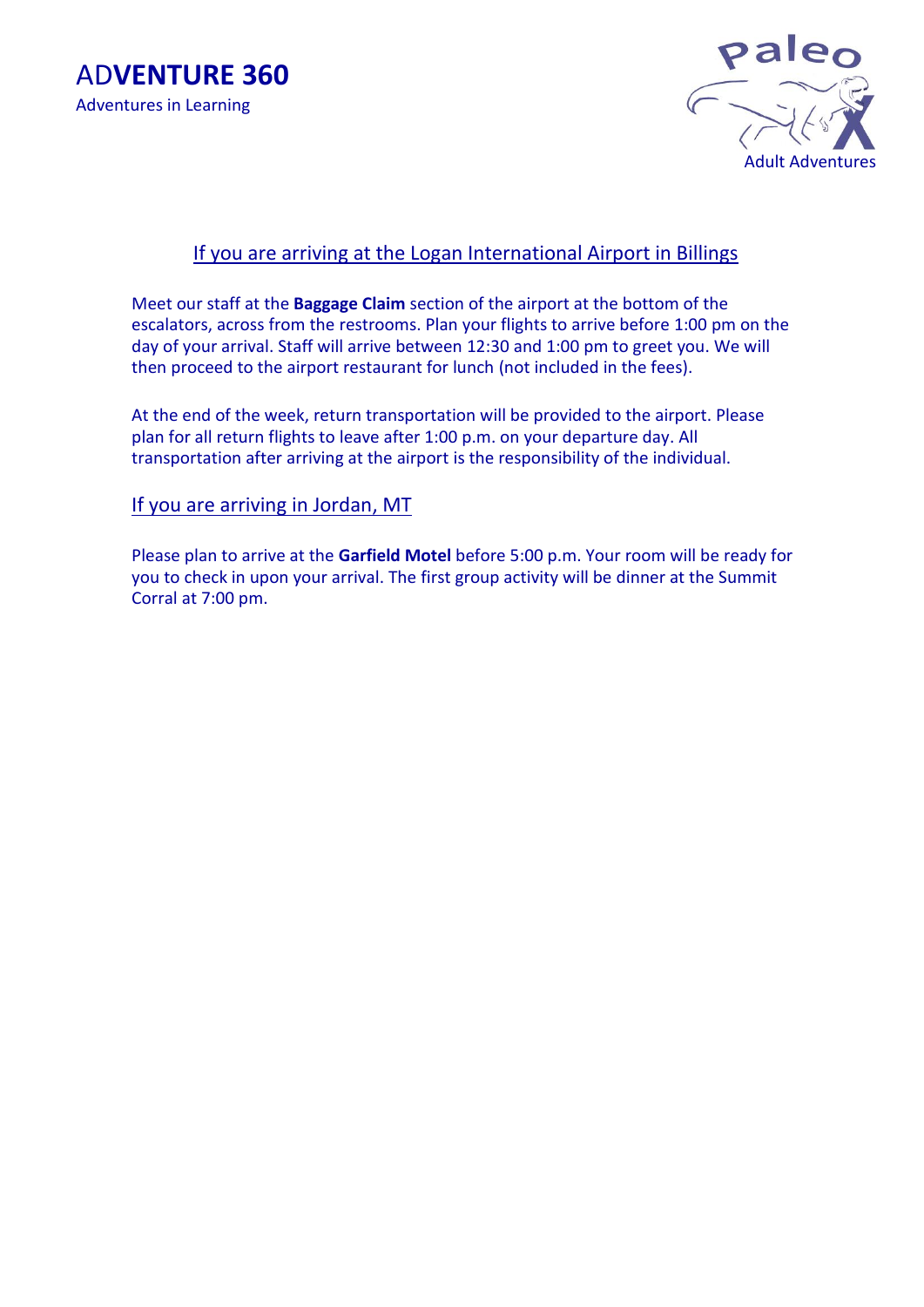# ADVENTURE 360

Adventures in Learning

Paleo X Adult Adventures

## If you are arriving at the Logan International Airport in Billings

Meet our staff at the **Baggage Claim** section of the airport at the bottom of the escalators, across from the restrooms. Plan your flights to arrive before 1:00 pm on the day of your arrival. Staff will arrive between 12:30 and 1:00 pm to greet you. We will then proceed to the airport restaurant for lunch (not included in the fees).

At the end of the week, return transportation will be provided to the airport. Please plan for all return flights to leave after 1:00 p.m. on your departure day. All transportation after arriving at the airport is the responsibility of the individual.

## If you are arriving in Jordan, MT

Please plan to arrive at the **Garfield Motel** before 5:00 p.m. Your room will be ready for you to check in upon your arrival. The first group activity will be dinner at the Summit Corral at 7:00 pm.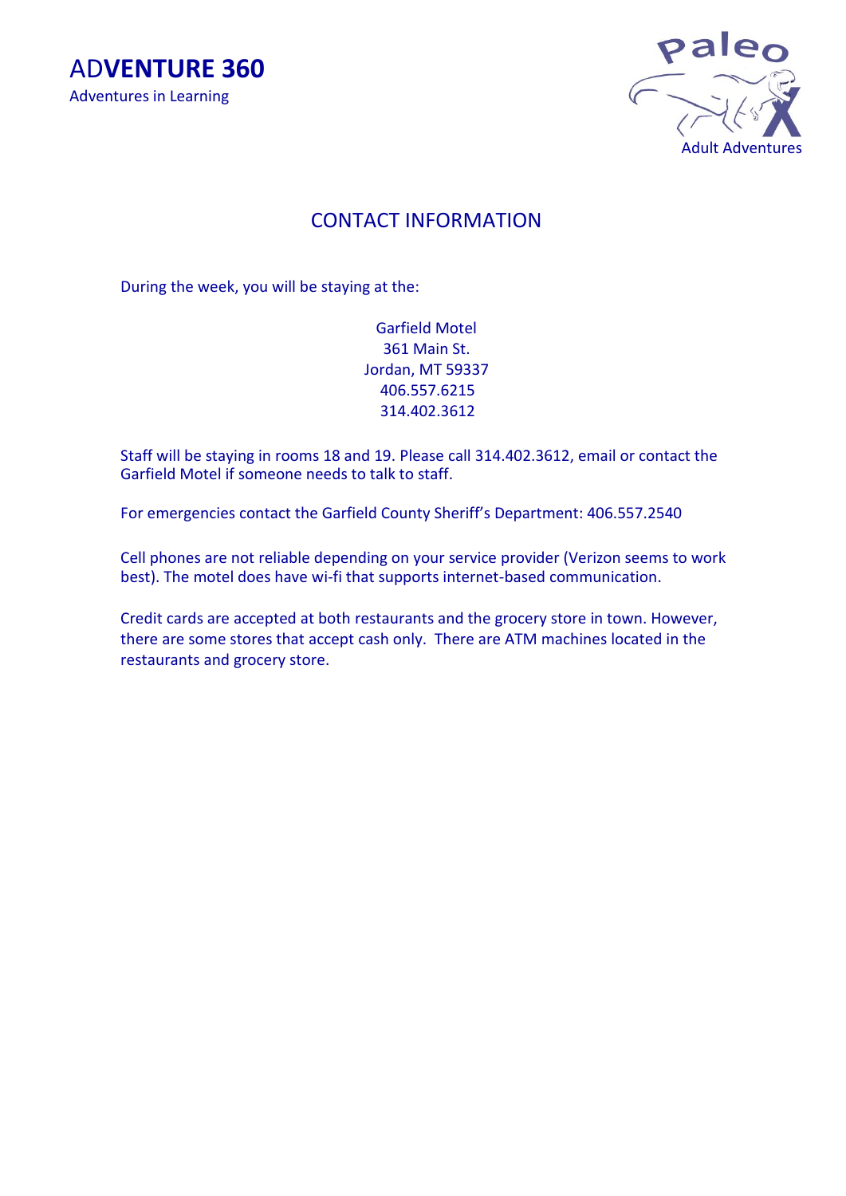ADVENTURE 360
Adventures in Learning

Paleo X
Adult Adventures

## CONTACT INFORMATION

During the week, you will be staying at the:

Garfield Motel
361 Main St.
Jordan, MT 59337
406.557.6215
314.402.3612

Staff will be staying in rooms 18 and 19. Please call 314.402.3612, email or contact the Garfield Motel if someone needs to talk to staff.

For emergencies contact the Garfield County Sheriff's Department: 406.557.2540

Cell phones are not reliable depending on your service provider (Verizon seems to work best). The motel does have wi-fi that supports internet-based communication.

Credit cards are accepted at both restaurants and the grocery store in town. However, there are some stores that accept cash only. There are ATM machines located in the restaurants and grocery store.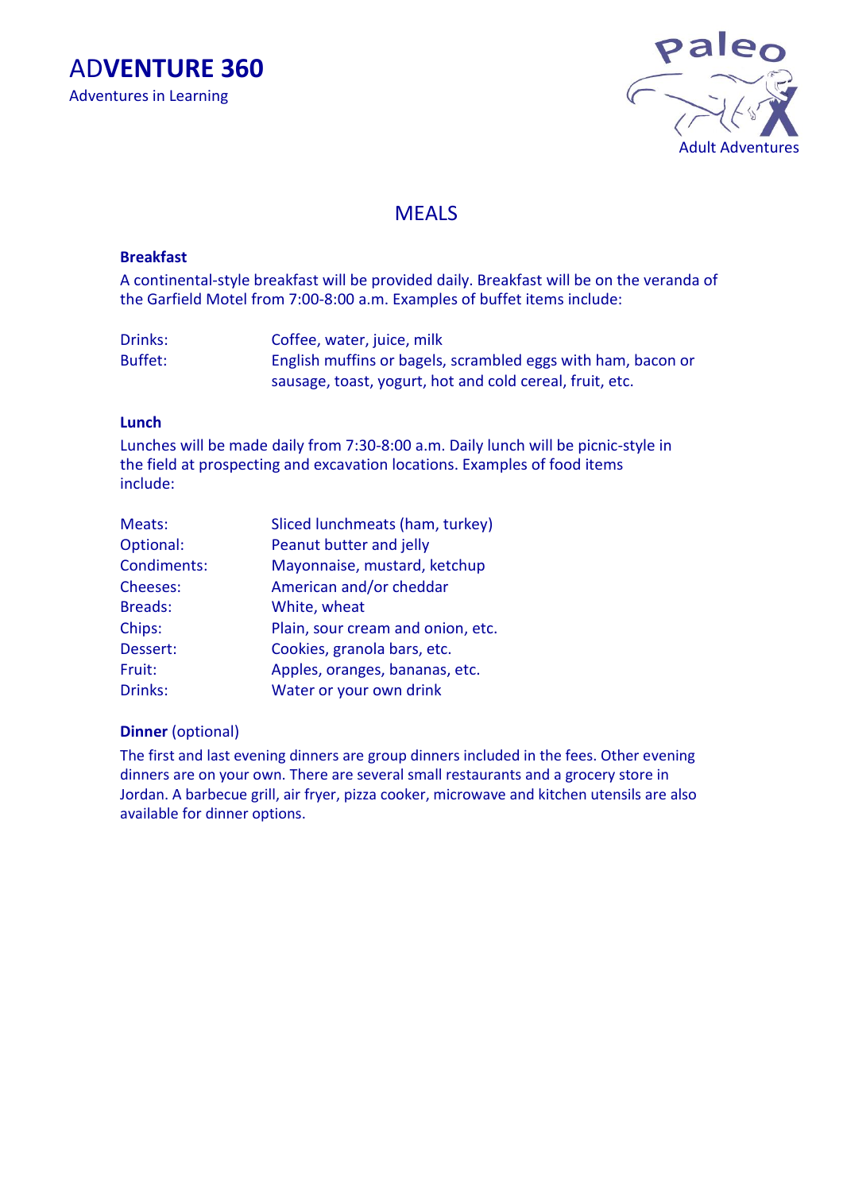ADVENTURE 360

Adventures in Learning

Paleo X

Adult Adventures

# MEALS

### Breakfast

A continental-style breakfast will be provided daily. Breakfast will be on the veranda of the Garfield Motel from 7:00-8:00 a.m. Examples of buffet items include:

| | |
|---|---|
| Drinks: | Coffee, water, juice, milk |
| Buffet: | English muffins or bagels, scrambled eggs with ham, bacon or sausage, toast, yogurt, hot and cold cereal, fruit, etc. |

### Lunch

Lunches will be made daily from 7:30-8:00 a.m. Daily lunch will be picnic-style in the field at prospecting and excavation locations. Examples of food items include:

| | |
|---|---|
| Meats: | Sliced lunchmeats (ham, turkey) |
| Optional: | Peanut butter and jelly |
| Condiments: | Mayonnaise, mustard, ketchup |
| Cheeses: | American and/or cheddar |
| Breads: | White, wheat |
| Chips: | Plain, sour cream and onion, etc. |
| Dessert: | Cookies, granola bars, etc. |
| Fruit: | Apples, oranges, bananas, etc. |
| Drinks: | Water or your own drink |

### Dinner (optional)

The first and last evening dinners are group dinners included in the fees. Other evening dinners are on your own. There are several small restaurants and a grocery store in Jordan. A barbecue grill, air fryer, pizza cooker, microwave and kitchen utensils are also available for dinner options.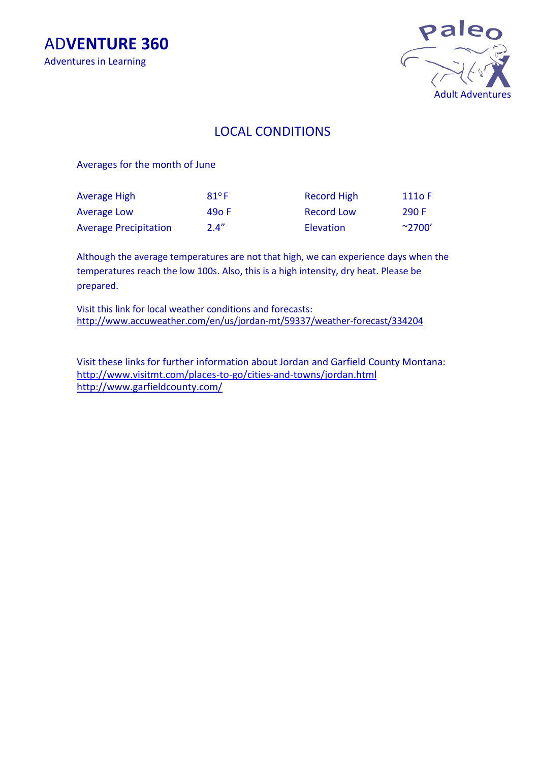ADVENTURE 360

Adventures in Learning

Paleo X

Adult Adventures

## LOCAL CONDITIONS

Averages for the month of June

| Average High | 81° F | Record High | 111o F |
|---|---|---|---|
| Average Low | 49o F | Record Low | 290 F |
| Average Precipitation | 2.4" | Elevation | ~2700' |

Although the average temperatures are not that high, we can experience days when the temperatures reach the low 100s. Also, this is a high intensity, dry heat. Please be prepared.

Visit this link for local weather conditions and forecasts:
http://www.accuweather.com/en/us/jordan-mt/59337/weather-forecast/334204

Visit these links for further information about Jordan and Garfield County Montana:
http://www.visitmt.com/places-to-go/cities-and-towns/jordan.html
http://www.garfieldcounty.com/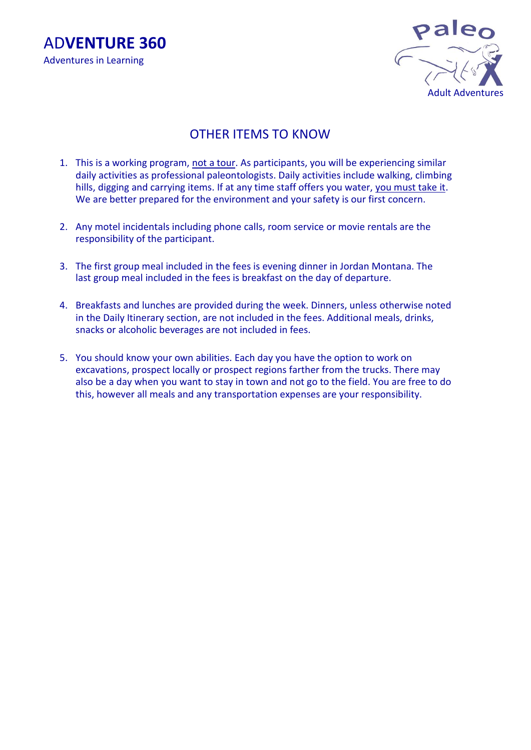# OTHER ITEMS TO KNOW

1. This is a working program, <u>not a tour</u>. As participants, you will be experiencing similar daily activities as professional paleontologists. Daily activities include walking, climbing hills, digging and carrying items. If at any time staff offers you water, <u>you must take it</u>. We are better prepared for the environment and your safety is our first concern.

2. Any motel incidentals including phone calls, room service or movie rentals are the responsibility of the participant.

3. The first group meal included in the fees is evening dinner in Jordan Montana. The last group meal included in the fees is breakfast on the day of departure.

4. Breakfasts and lunches are provided during the week. Dinners, unless otherwise noted in the Daily Itinerary section, are not included in the fees. Additional meals, drinks, snacks or alcoholic beverages are not included in fees.

5. You should know your own abilities. Each day you have the option to work on excavations, prospect locally or prospect regions farther from the trucks. There may also be a day when you want to stay in town and not go to the field. You are free to do this, however all meals and any transportation expenses are your responsibility.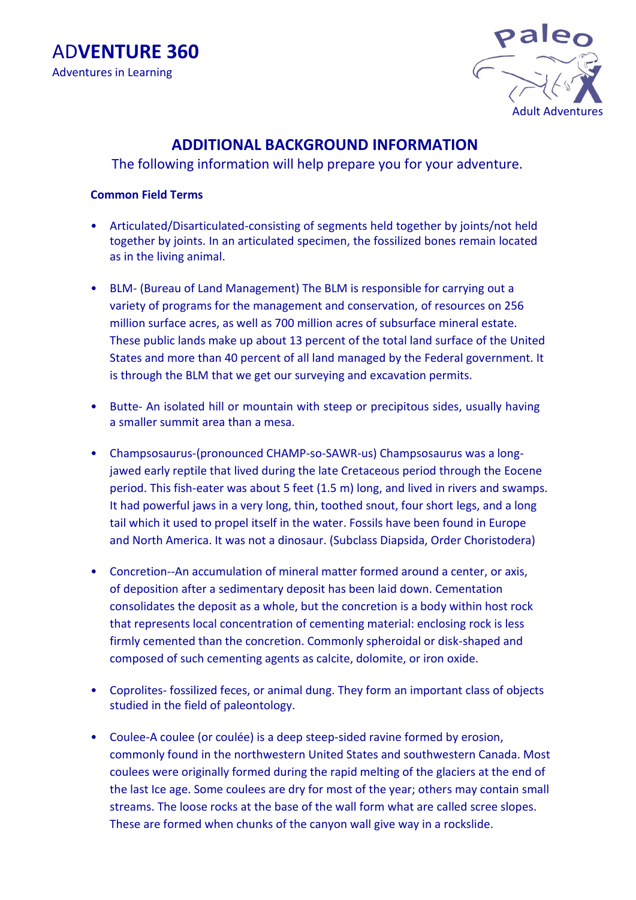ADVENTURE 360

Adventures in Learning

Paleo X Adult Adventures

## ADDITIONAL BACKGROUND INFORMATION

The following information will help prepare you for your adventure.

### Common Field Terms

- Articulated/Disarticulated-consisting of segments held together by joints/not held together by joints. In an articulated specimen, the fossilized bones remain located as in the living animal.

- BLM- (Bureau of Land Management) The BLM is responsible for carrying out a variety of programs for the management and conservation, of resources on 256 million surface acres, as well as 700 million acres of subsurface mineral estate. These public lands make up about 13 percent of the total land surface of the United States and more than 40 percent of all land managed by the Federal government. It is through the BLM that we get our surveying and excavation permits.

- Butte- An isolated hill or mountain with steep or precipitous sides, usually having a smaller summit area than a mesa.

- Champsosaurus-(pronounced CHAMP-so-SAWR-us) Champsosaurus was a long-jawed early reptile that lived during the late Cretaceous period through the Eocene period. This fish-eater was about 5 feet (1.5 m) long, and lived in rivers and swamps. It had powerful jaws in a very long, thin, toothed snout, four short legs, and a long tail which it used to propel itself in the water. Fossils have been found in Europe and North America. It was not a dinosaur. (Subclass Diapsida, Order Choristodera)

- Concretion--An accumulation of mineral matter formed around a center, or axis, of deposition after a sedimentary deposit has been laid down. Cementation consolidates the deposit as a whole, but the concretion is a body within host rock that represents local concentration of cementing material: enclosing rock is less firmly cemented than the concretion. Commonly spheroidal or disk-shaped and composed of such cementing agents as calcite, dolomite, or iron oxide.

- Coprolites- fossilized feces, or animal dung. They form an important class of objects studied in the field of paleontology.

- Coulee-A coulee (or coulée) is a deep steep-sided ravine formed by erosion, commonly found in the northwestern United States and southwestern Canada. Most coulees were originally formed during the rapid melting of the glaciers at the end of the last Ice age. Some coulees are dry for most of the year; others may contain small streams. The loose rocks at the base of the wall form what are called scree slopes. These are formed when chunks of the canyon wall give way in a rockslide.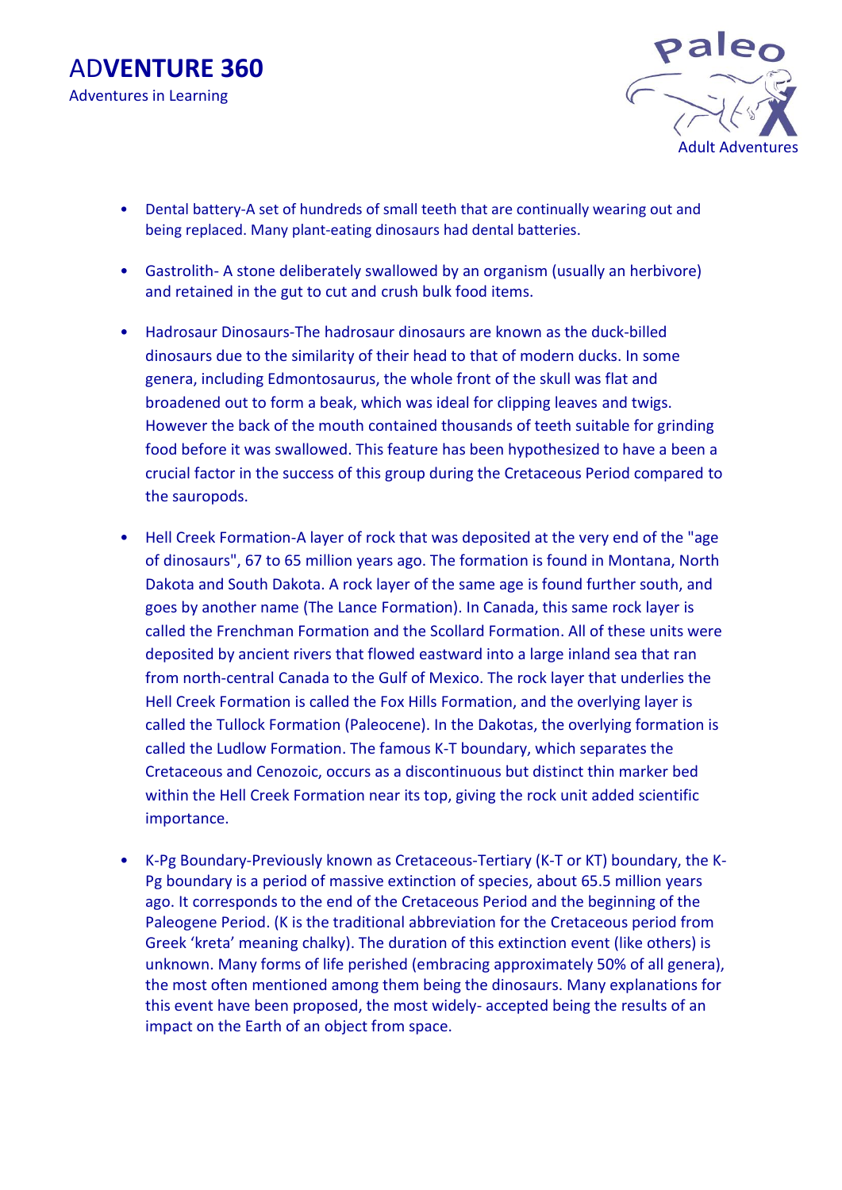- Dental battery-A set of hundreds of small teeth that are continually wearing out and being replaced. Many plant-eating dinosaurs had dental batteries.

- Gastrolith- A stone deliberately swallowed by an organism (usually an herbivore) and retained in the gut to cut and crush bulk food items.

- Hadrosaur Dinosaurs-The hadrosaur dinosaurs are known as the duck-billed dinosaurs due to the similarity of their head to that of modern ducks. In some genera, including Edmontosaurus, the whole front of the skull was flat and broadened out to form a beak, which was ideal for clipping leaves and twigs. However the back of the mouth contained thousands of teeth suitable for grinding food before it was swallowed. This feature has been hypothesized to have a been a crucial factor in the success of this group during the Cretaceous Period compared to the sauropods.

- Hell Creek Formation-A layer of rock that was deposited at the very end of the "age of dinosaurs", 67 to 65 million years ago. The formation is found in Montana, North Dakota and South Dakota. A rock layer of the same age is found further south, and goes by another name (The Lance Formation). In Canada, this same rock layer is called the Frenchman Formation and the Scollard Formation. All of these units were deposited by ancient rivers that flowed eastward into a large inland sea that ran from north-central Canada to the Gulf of Mexico. The rock layer that underlies the Hell Creek Formation is called the Fox Hills Formation, and the overlying layer is called the Tullock Formation (Paleocene). In the Dakotas, the overlying formation is called the Ludlow Formation. The famous K-T boundary, which separates the Cretaceous and Cenozoic, occurs as a discontinuous but distinct thin marker bed within the Hell Creek Formation near its top, giving the rock unit added scientific importance.

- K-Pg Boundary-Previously known as Cretaceous-Tertiary (K-T or KT) boundary, the K-Pg boundary is a period of massive extinction of species, about 65.5 million years ago. It corresponds to the end of the Cretaceous Period and the beginning of the Paleogene Period. (K is the traditional abbreviation for the Cretaceous period from Greek 'kreta' meaning chalky). The duration of this extinction event (like others) is unknown. Many forms of life perished (embracing approximately 50% of all genera), the most often mentioned among them being the dinosaurs. Many explanations for this event have been proposed, the most widely- accepted being the results of an impact on the Earth of an object from space.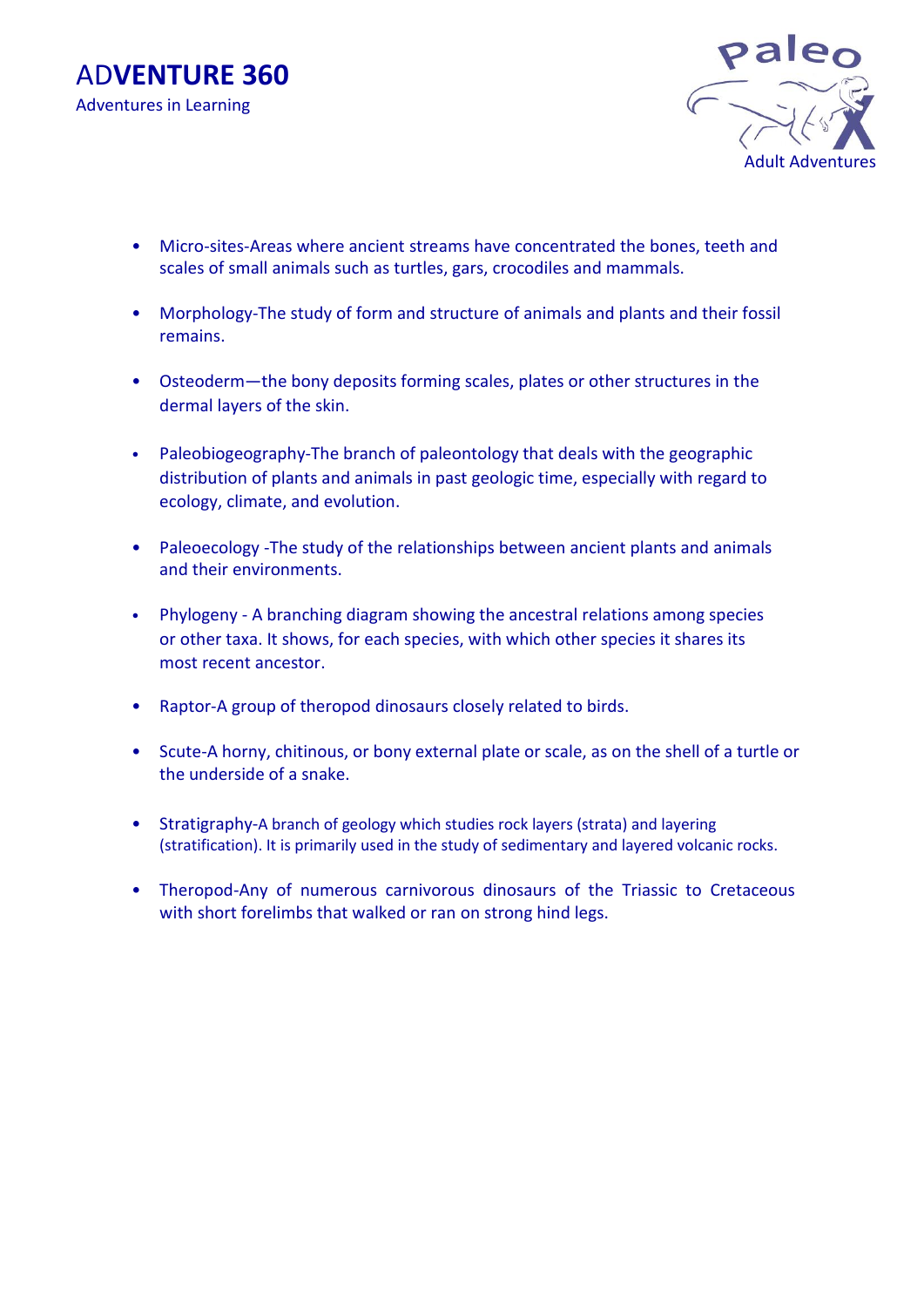- Micro-sites-Areas where ancient streams have concentrated the bones, teeth and scales of small animals such as turtles, gars, crocodiles and mammals.

- Morphology-The study of form and structure of animals and plants and their fossil remains.

- Osteoderm—the bony deposits forming scales, plates or other structures in the dermal layers of the skin.

- Paleobiogeography-The branch of paleontology that deals with the geographic distribution of plants and animals in past geologic time, especially with regard to ecology, climate, and evolution.

- Paleoecology -The study of the relationships between ancient plants and animals and their environments.

- Phylogeny - A branching diagram showing the ancestral relations among species or other taxa. It shows, for each species, with which other species it shares its most recent ancestor.

- Raptor-A group of theropod dinosaurs closely related to birds.

- Scute-A horny, chitinous, or bony external plate or scale, as on the shell of a turtle or the underside of a snake.

- Stratigraphy-A branch of geology which studies rock layers (strata) and layering (stratification). It is primarily used in the study of sedimentary and layered volcanic rocks.

- Theropod-Any of numerous carnivorous dinosaurs of the Triassic to Cretaceous with short forelimbs that walked or ran on strong hind legs.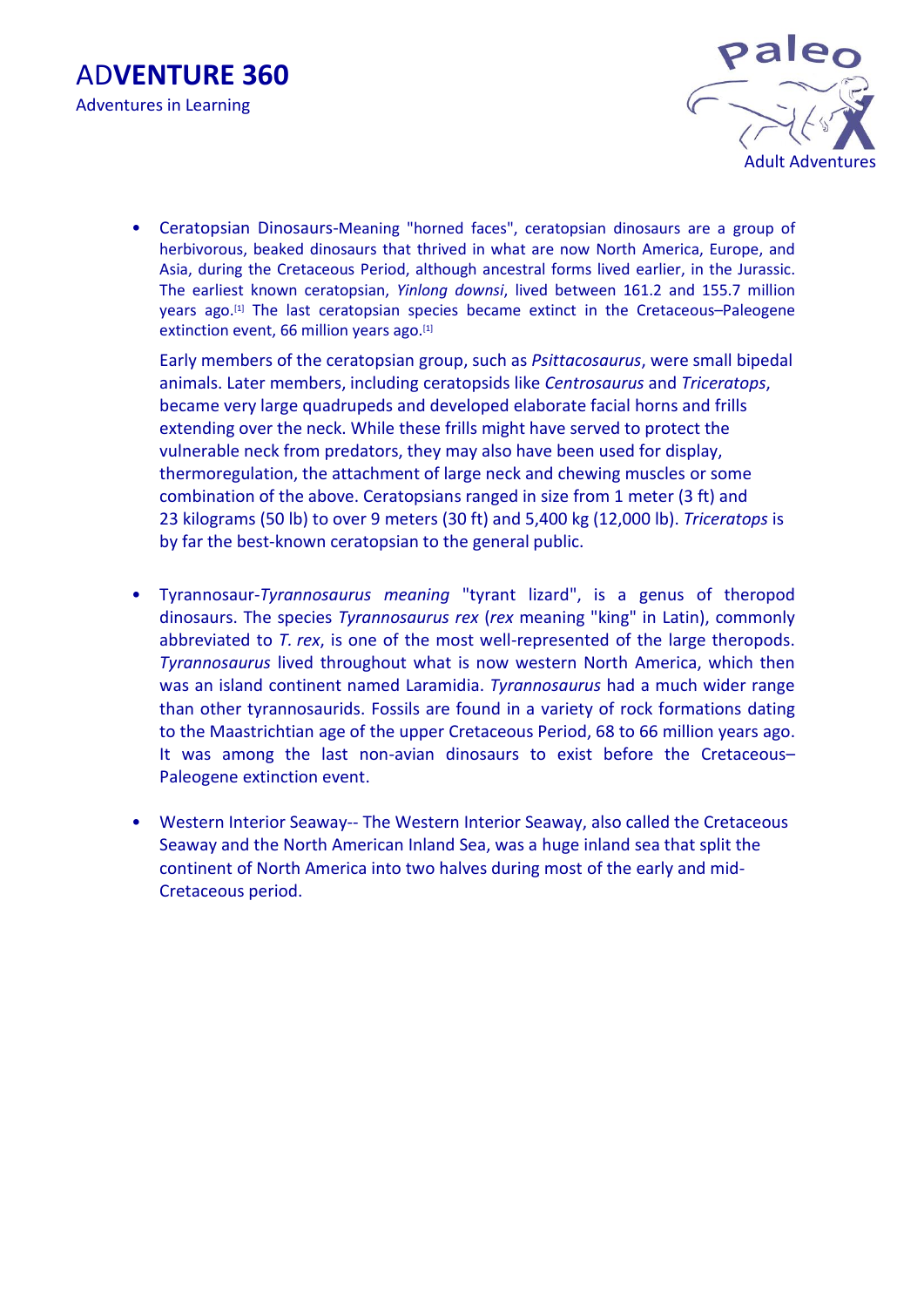- Ceratopsian Dinosaurs-Meaning "horned faces", ceratopsian dinosaurs are a group of herbivorous, beaked dinosaurs that thrived in what are now North America, Europe, and Asia, during the Cretaceous Period, although ancestral forms lived earlier, in the Jurassic. The earliest known ceratopsian, *Yinlong downsi*, lived between 161.2 and 155.7 million years ago.[1] The last ceratopsian species became extinct in the Cretaceous–Paleogene extinction event, 66 million years ago.[1]

  Early members of the ceratopsian group, such as *Psittacosaurus*, were small bipedal animals. Later members, including ceratopsids like *Centrosaurus* and *Triceratops*, became very large quadrupeds and developed elaborate facial horns and frills extending over the neck. While these frills might have served to protect the vulnerable neck from predators, they may also have been used for display, thermoregulation, the attachment of large neck and chewing muscles or some combination of the above. Ceratopsians ranged in size from 1 meter (3 ft) and 23 kilograms (50 lb) to over 9 meters (30 ft) and 5,400 kg (12,000 lb). *Triceratops* is by far the best-known ceratopsian to the general public.

- Tyrannosaur-*Tyrannosaurus meaning* "tyrant lizard", is a genus of theropod dinosaurs. The species *Tyrannosaurus rex* (*rex* meaning "king" in Latin), commonly abbreviated to *T. rex*, is one of the most well-represented of the large theropods. *Tyrannosaurus* lived throughout what is now western North America, which then was an island continent named Laramidia. *Tyrannosaurus* had a much wider range than other tyrannosaurids. Fossils are found in a variety of rock formations dating to the Maastrichtian age of the upper Cretaceous Period, 68 to 66 million years ago. It was among the last non-avian dinosaurs to exist before the Cretaceous–Paleogene extinction event.

- Western Interior Seaway-- The Western Interior Seaway, also called the Cretaceous Seaway and the North American Inland Sea, was a huge inland sea that split the continent of North America into two halves during most of the early and mid-Cretaceous period.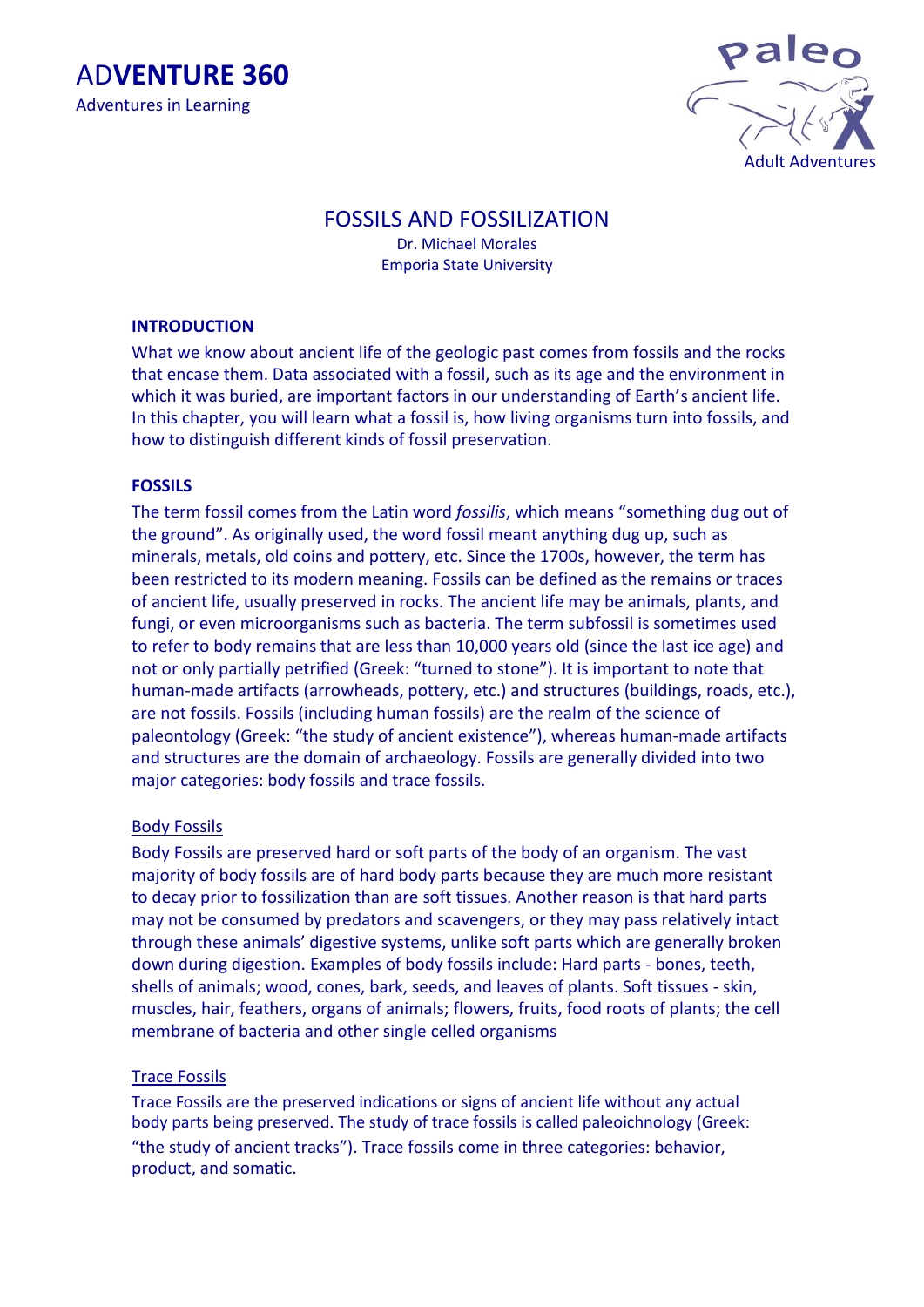ADVENTURE 360

Adventures in Learning

Paleo X Adult Adventures

# FOSSILS AND FOSSILIZATION

Dr. Michael Morales
Emporia State University

## INTRODUCTION

What we know about ancient life of the geologic past comes from fossils and the rocks that encase them. Data associated with a fossil, such as its age and the environment in which it was buried, are important factors in our understanding of Earth's ancient life. In this chapter, you will learn what a fossil is, how living organisms turn into fossils, and how to distinguish different kinds of fossil preservation.

## FOSSILS

The term fossil comes from the Latin word *fossilis*, which means "something dug out of the ground". As originally used, the word fossil meant anything dug up, such as minerals, metals, old coins and pottery, etc. Since the 1700s, however, the term has been restricted to its modern meaning. Fossils can be defined as the remains or traces of ancient life, usually preserved in rocks. The ancient life may be animals, plants, and fungi, or even microorganisms such as bacteria. The term subfossil is sometimes used to refer to body remains that are less than 10,000 years old (since the last ice age) and not or only partially petrified (Greek: "turned to stone"). It is important to note that human-made artifacts (arrowheads, pottery, etc.) and structures (buildings, roads, etc.), are not fossils. Fossils (including human fossils) are the realm of the science of paleontology (Greek: "the study of ancient existence"), whereas human-made artifacts and structures are the domain of archaeology. Fossils are generally divided into two major categories: body fossils and trace fossils.

### Body Fossils

Body Fossils are preserved hard or soft parts of the body of an organism. The vast majority of body fossils are of hard body parts because they are much more resistant to decay prior to fossilization than are soft tissues. Another reason is that hard parts may not be consumed by predators and scavengers, or they may pass relatively intact through these animals' digestive systems, unlike soft parts which are generally broken down during digestion. Examples of body fossils include: Hard parts - bones, teeth, shells of animals; wood, cones, bark, seeds, and leaves of plants. Soft tissues - skin, muscles, hair, feathers, organs of animals; flowers, fruits, food roots of plants; the cell membrane of bacteria and other single celled organisms

### Trace Fossils

Trace Fossils are the preserved indications or signs of ancient life without any actual body parts being preserved. The study of trace fossils is called paleoichnology (Greek: "the study of ancient tracks"). Trace fossils come in three categories: behavior, product, and somatic.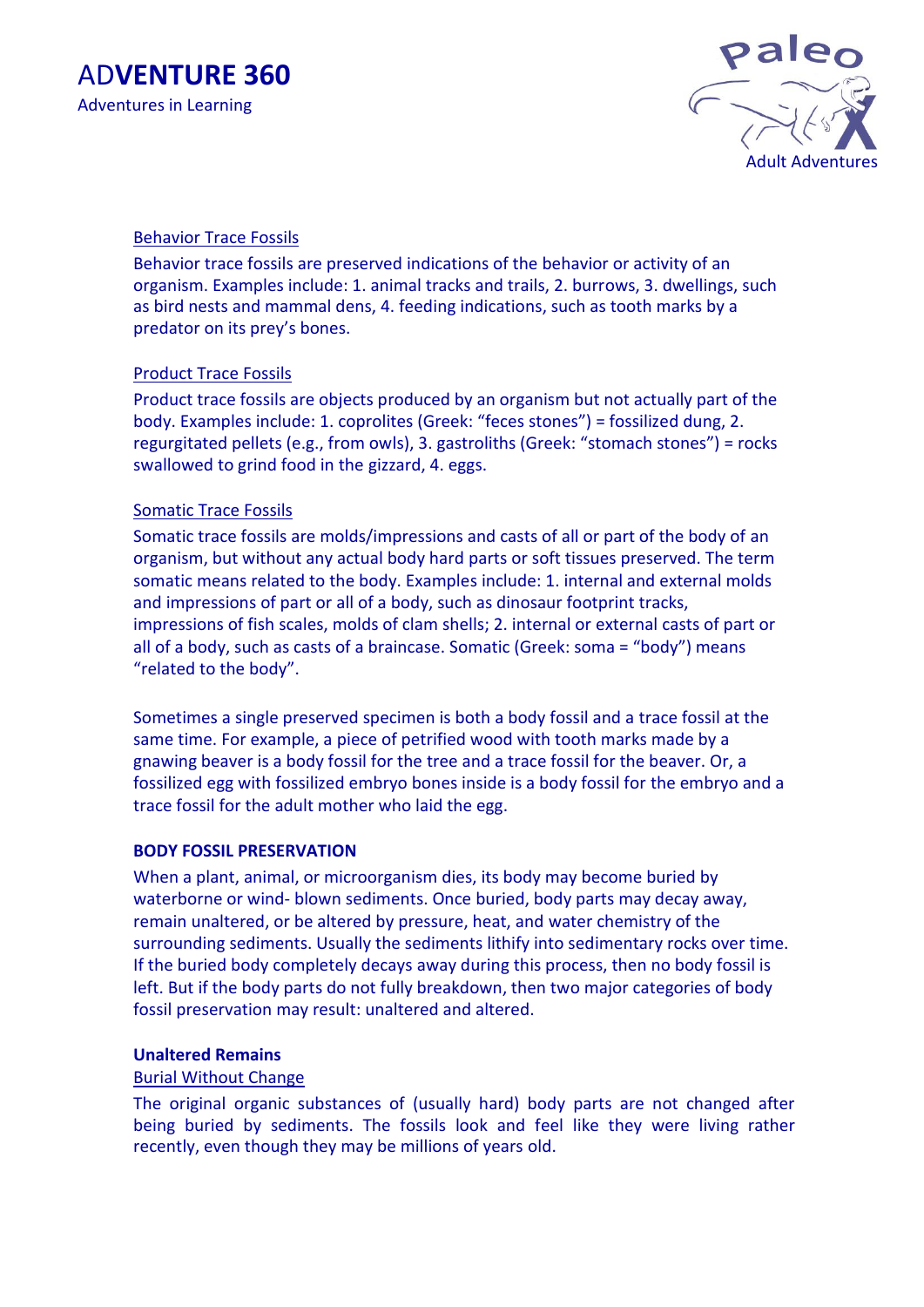Behavior Trace Fossils

Behavior trace fossils are preserved indications of the behavior or activity of an organism. Examples include: 1. animal tracks and trails, 2. burrows, 3. dwellings, such as bird nests and mammal dens, 4. feeding indications, such as tooth marks by a predator on its prey's bones.

Product Trace Fossils

Product trace fossils are objects produced by an organism but not actually part of the body. Examples include: 1. coprolites (Greek: "feces stones") = fossilized dung, 2. regurgitated pellets (e.g., from owls), 3. gastroliths (Greek: "stomach stones") = rocks swallowed to grind food in the gizzard, 4. eggs.

Somatic Trace Fossils

Somatic trace fossils are molds/impressions and casts of all or part of the body of an organism, but without any actual body hard parts or soft tissues preserved. The term somatic means related to the body. Examples include: 1. internal and external molds and impressions of part or all of a body, such as dinosaur footprint tracks, impressions of fish scales, molds of clam shells; 2. internal or external casts of part or all of a body, such as casts of a braincase. Somatic (Greek: soma = "body") means "related to the body".

Sometimes a single preserved specimen is both a body fossil and a trace fossil at the same time. For example, a piece of petrified wood with tooth marks made by a gnawing beaver is a body fossil for the tree and a trace fossil for the beaver. Or, a fossilized egg with fossilized embryo bones inside is a body fossil for the embryo and a trace fossil for the adult mother who laid the egg.

**BODY FOSSIL PRESERVATION**

When a plant, animal, or microorganism dies, its body may become buried by waterborne or wind- blown sediments. Once buried, body parts may decay away, remain unaltered, or be altered by pressure, heat, and water chemistry of the surrounding sediments. Usually the sediments lithify into sedimentary rocks over time. If the buried body completely decays away during this process, then no body fossil is left. But if the body parts do not fully breakdown, then two major categories of body fossil preservation may result: unaltered and altered.

**Unaltered Remains**

Burial Without Change

The original organic substances of (usually hard) body parts are not changed after being buried by sediments. The fossils look and feel like they were living rather recently, even though they may be millions of years old.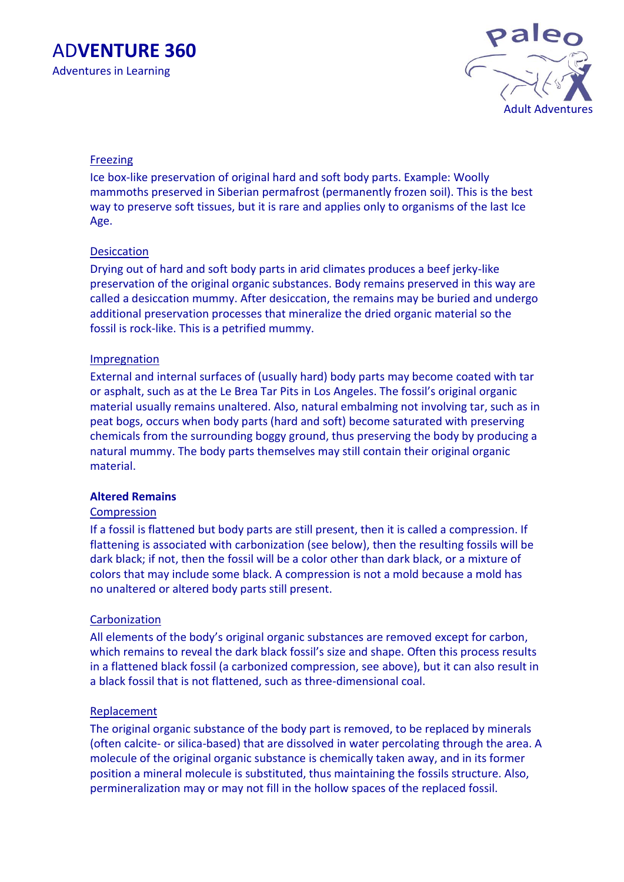#### Freezing

Ice box-like preservation of original hard and soft body parts. Example: Woolly mammoths preserved in Siberian permafrost (permanently frozen soil). This is the best way to preserve soft tissues, but it is rare and applies only to organisms of the last Ice Age.

#### Desiccation

Drying out of hard and soft body parts in arid climates produces a beef jerky-like preservation of the original organic substances. Body remains preserved in this way are called a desiccation mummy. After desiccation, the remains may be buried and undergo additional preservation processes that mineralize the dried organic material so the fossil is rock-like. This is a petrified mummy.

#### Impregnation

External and internal surfaces of (usually hard) body parts may become coated with tar or asphalt, such as at the Le Brea Tar Pits in Los Angeles. The fossil's original organic material usually remains unaltered. Also, natural embalming not involving tar, such as in peat bogs, occurs when body parts (hard and soft) become saturated with preserving chemicals from the surrounding boggy ground, thus preserving the body by producing a natural mummy. The body parts themselves may still contain their original organic material.

### Altered Remains

#### Compression

If a fossil is flattened but body parts are still present, then it is called a compression. If flattening is associated with carbonization (see below), then the resulting fossils will be dark black; if not, then the fossil will be a color other than dark black, or a mixture of colors that may include some black. A compression is not a mold because a mold has no unaltered or altered body parts still present.

#### Carbonization

All elements of the body's original organic substances are removed except for carbon, which remains to reveal the dark black fossil's size and shape. Often this process results in a flattened black fossil (a carbonized compression, see above), but it can also result in a black fossil that is not flattened, such as three-dimensional coal.

#### Replacement

The original organic substance of the body part is removed, to be replaced by minerals (often calcite- or silica-based) that are dissolved in water percolating through the area. A molecule of the original organic substance is chemically taken away, and in its former position a mineral molecule is substituted, thus maintaining the fossils structure. Also, permineralization may or may not fill in the hollow spaces of the replaced fossil.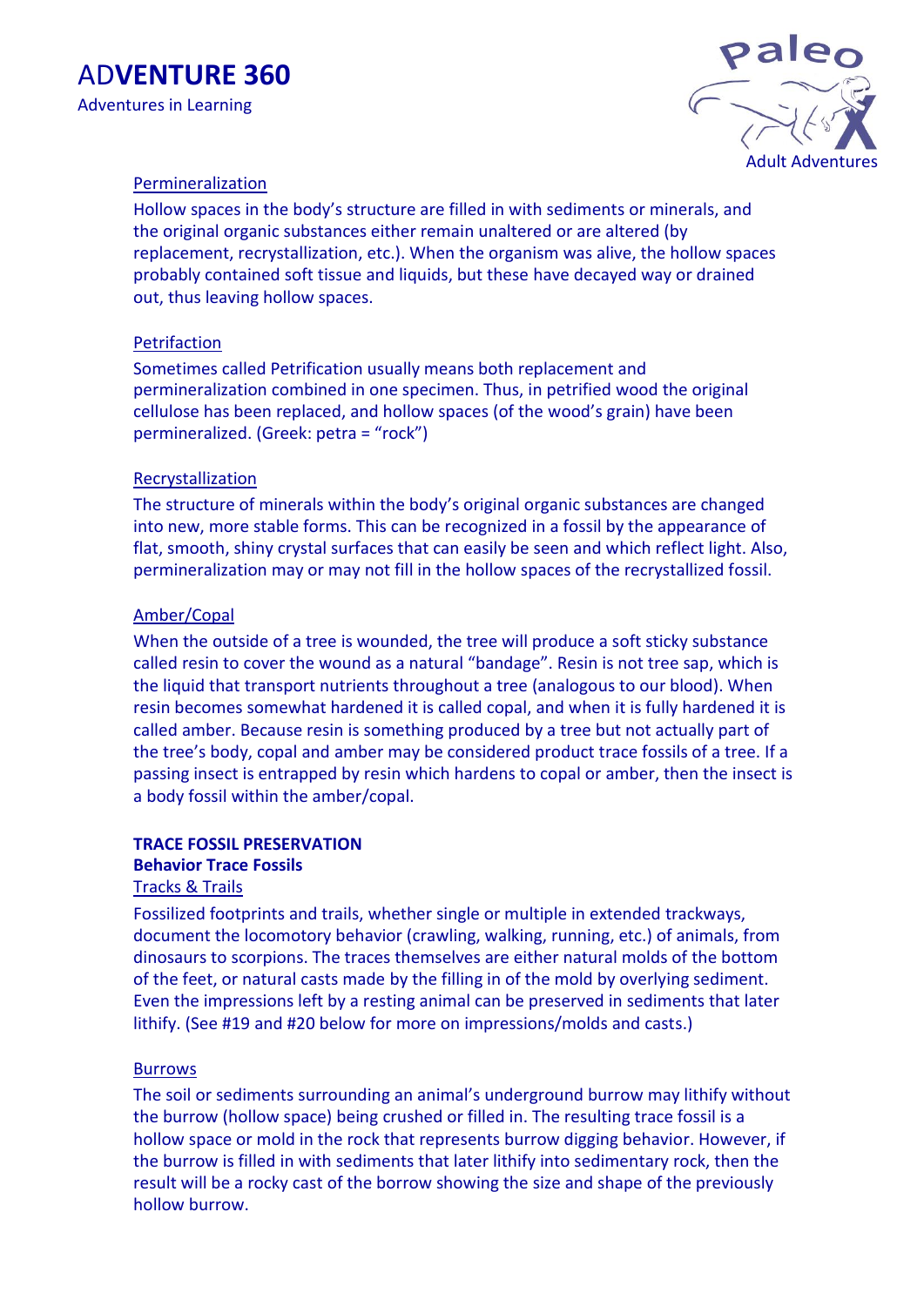#### Permineralization

Hollow spaces in the body's structure are filled in with sediments or minerals, and the original organic substances either remain unaltered or are altered (by replacement, recrystallization, etc.). When the organism was alive, the hollow spaces probably contained soft tissue and liquids, but these have decayed way or drained out, thus leaving hollow spaces.

#### Petrifaction

Sometimes called Petrification usually means both replacement and permineralization combined in one specimen. Thus, in petrified wood the original cellulose has been replaced, and hollow spaces (of the wood's grain) have been permineralized. (Greek: petra = "rock")

#### Recrystallization

The structure of minerals within the body's original organic substances are changed into new, more stable forms. This can be recognized in a fossil by the appearance of flat, smooth, shiny crystal surfaces that can easily be seen and which reflect light. Also, permineralization may or may not fill in the hollow spaces of the recrystallized fossil.

#### Amber/Copal

When the outside of a tree is wounded, the tree will produce a soft sticky substance called resin to cover the wound as a natural "bandage". Resin is not tree sap, which is the liquid that transport nutrients throughout a tree (analogous to our blood). When resin becomes somewhat hardened it is called copal, and when it is fully hardened it is called amber. Because resin is something produced by a tree but not actually part of the tree's body, copal and amber may be considered product trace fossils of a tree. If a passing insect is entrapped by resin which hardens to copal or amber, then the insect is a body fossil within the amber/copal.

## TRACE FOSSIL PRESERVATION

### Behavior Trace Fossils

#### Tracks & Trails

Fossilized footprints and trails, whether single or multiple in extended trackways, document the locomotory behavior (crawling, walking, running, etc.) of animals, from dinosaurs to scorpions. The traces themselves are either natural molds of the bottom of the feet, or natural casts made by the filling in of the mold by overlying sediment. Even the impressions left by a resting animal can be preserved in sediments that later lithify. (See #19 and #20 below for more on impressions/molds and casts.)

#### Burrows

The soil or sediments surrounding an animal's underground burrow may lithify without the burrow (hollow space) being crushed or filled in. The resulting trace fossil is a hollow space or mold in the rock that represents burrow digging behavior. However, if the burrow is filled in with sediments that later lithify into sedimentary rock, then the result will be a rocky cast of the borrow showing the size and shape of the previously hollow burrow.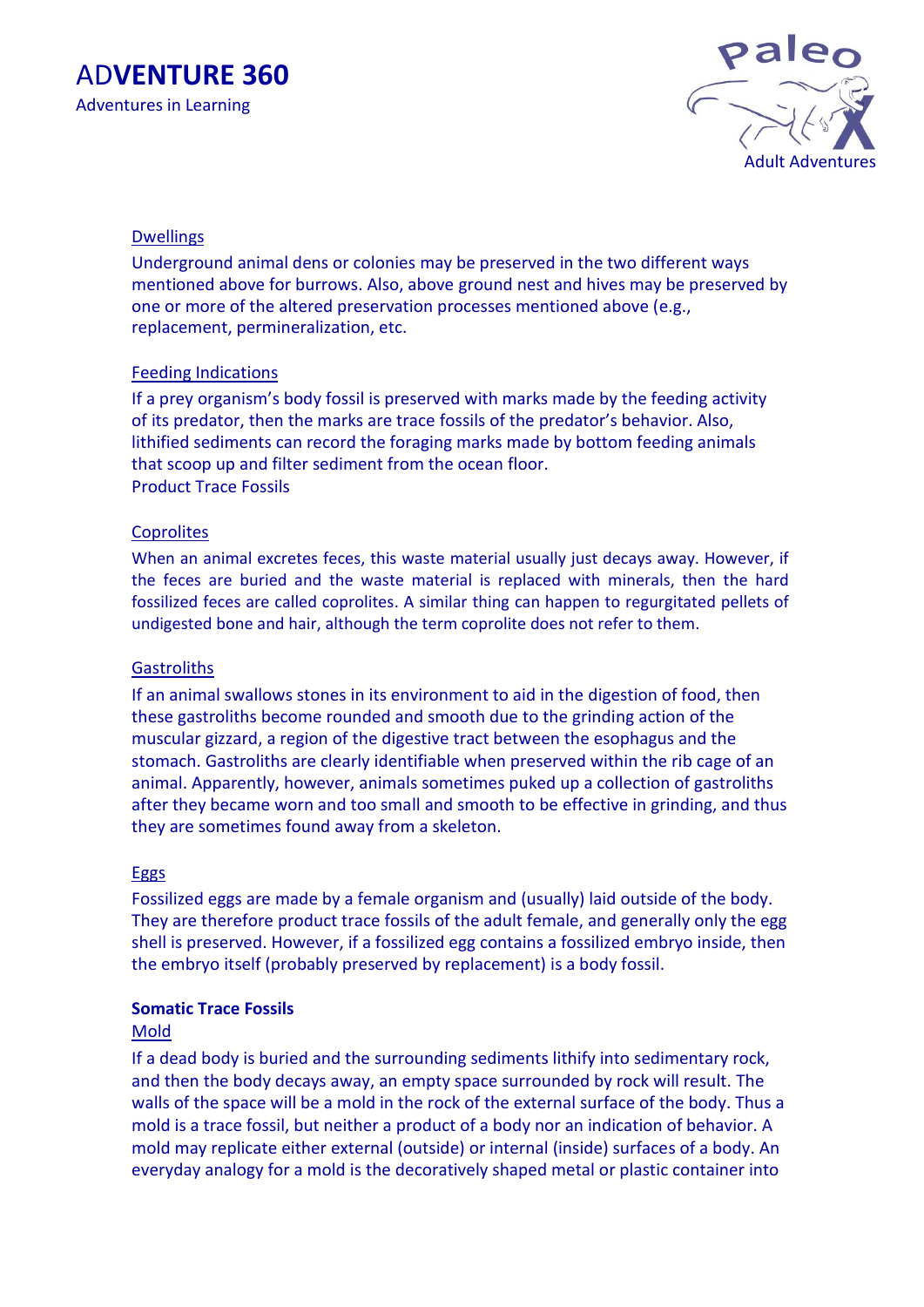Dwellings

Underground animal dens or colonies may be preserved in the two different ways mentioned above for burrows. Also, above ground nest and hives may be preserved by one or more of the altered preservation processes mentioned above (e.g., replacement, permineralization, etc.

Feeding Indications

If a prey organism's body fossil is preserved with marks made by the feeding activity of its predator, then the marks are trace fossils of the predator's behavior. Also, lithified sediments can record the foraging marks made by bottom feeding animals that scoop up and filter sediment from the ocean floor.
Product Trace Fossils

Coprolites

When an animal excretes feces, this waste material usually just decays away. However, if the feces are buried and the waste material is replaced with minerals, then the hard fossilized feces are called coprolites. A similar thing can happen to regurgitated pellets of undigested bone and hair, although the term coprolite does not refer to them.

Gastroliths

If an animal swallows stones in its environment to aid in the digestion of food, then these gastroliths become rounded and smooth due to the grinding action of the muscular gizzard, a region of the digestive tract between the esophagus and the stomach. Gastroliths are clearly identifiable when preserved within the rib cage of an animal. Apparently, however, animals sometimes puked up a collection of gastroliths after they became worn and too small and smooth to be effective in grinding, and thus they are sometimes found away from a skeleton.

Eggs

Fossilized eggs are made by a female organism and (usually) laid outside of the body. They are therefore product trace fossils of the adult female, and generally only the egg shell is preserved. However, if a fossilized egg contains a fossilized embryo inside, then the embryo itself (probably preserved by replacement) is a body fossil.

**Somatic Trace Fossils**

Mold

If a dead body is buried and the surrounding sediments lithify into sedimentary rock, and then the body decays away, an empty space surrounded by rock will result. The walls of the space will be a mold in the rock of the external surface of the body. Thus a mold is a trace fossil, but neither a product of a body nor an indication of behavior. A mold may replicate either external (outside) or internal (inside) surfaces of a body. An everyday analogy for a mold is the decoratively shaped metal or plastic container into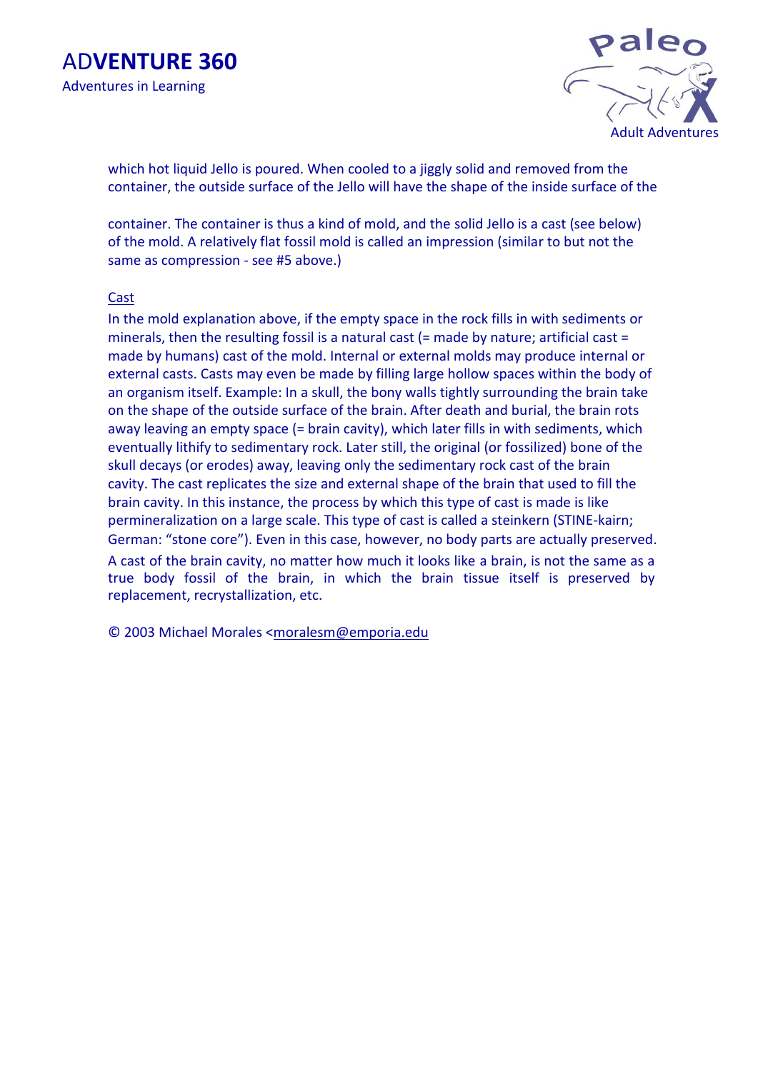which hot liquid Jello is poured. When cooled to a jiggly solid and removed from the container, the outside surface of the Jello will have the shape of the inside surface of the container. The container is thus a kind of mold, and the solid Jello is a cast (see below) of the mold. A relatively flat fossil mold is called an impression (similar to but not the same as compression - see #5 above.)

<u>Cast</u>

In the mold explanation above, if the empty space in the rock fills in with sediments or minerals, then the resulting fossil is a natural cast (= made by nature; artificial cast = made by humans) cast of the mold. Internal or external molds may produce internal or external casts. Casts may even be made by filling large hollow spaces within the body of an organism itself. Example: In a skull, the bony walls tightly surrounding the brain take on the shape of the outside surface of the brain. After death and burial, the brain rots away leaving an empty space (= brain cavity), which later fills in with sediments, which eventually lithify to sedimentary rock. Later still, the original (or fossilized) bone of the skull decays (or erodes) away, leaving only the sedimentary rock cast of the brain cavity. The cast replicates the size and external shape of the brain that used to fill the brain cavity. In this instance, the process by which this type of cast is made is like permineralization on a large scale. This type of cast is called a steinkern (STINE-kairn; German: “stone core”). Even in this case, however, no body parts are actually preserved. A cast of the brain cavity, no matter how much it looks like a brain, is not the same as a true body fossil of the brain, in which the brain tissue itself is preserved by replacement, recrystallization, etc.

© 2003 Michael Morales <moralesm@emporia.edu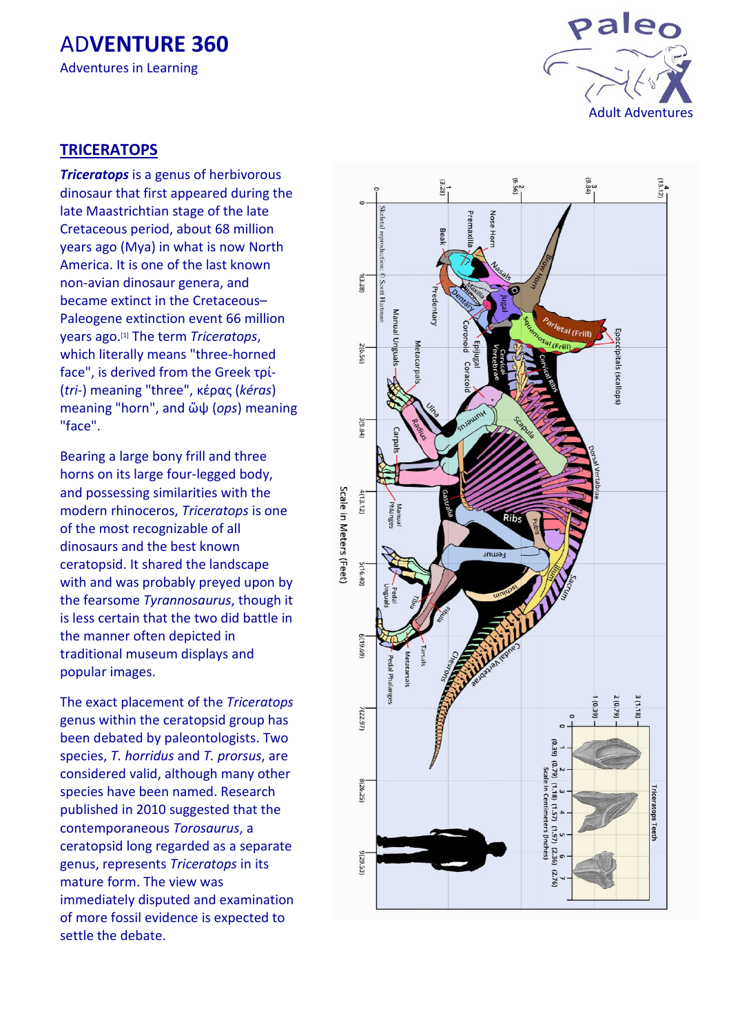# ADVENTURE 360

Adventures in Learning

## TRICERATOPS

***Triceratops*** is a genus of herbivorous dinosaur that first appeared during the late Maastrichtian stage of the late Cretaceous period, about 68 million years ago (Mya) in what is now North America. It is one of the last known non-avian dinosaur genera, and became extinct in the Cretaceous–Paleogene extinction event 66 million years ago.[1] The term *Triceratops*, which literally means "three-horned face", is derived from the Greek τρί- (*tri-*) meaning "three", κέρας (*kéras*) meaning "horn", and ὤψ (*ops*) meaning "face".

Bearing a large bony frill and three horns on its large four-legged body, and possessing similarities with the modern rhinoceros, *Triceratops* is one of the most recognizable of all dinosaurs and the best known ceratopsid. It shared the landscape with and was probably preyed upon by the fearsome *Tyrannosaurus*, though it is less certain that the two did battle in the manner often depicted in traditional museum displays and popular images.

The exact placement of the *Triceratops* genus within the ceratopsid group has been debated by paleontologists. Two species, *T. horridus* and *T. prorsus*, are considered valid, although many other species have been named. Research published in 2010 suggested that the contemporaneous *Torosaurus*, a ceratopsid long regarded as a separate genus, represents *Triceratops* in its mature form. The view was immediately disputed and examination of more fossil evidence is expected to settle the debate.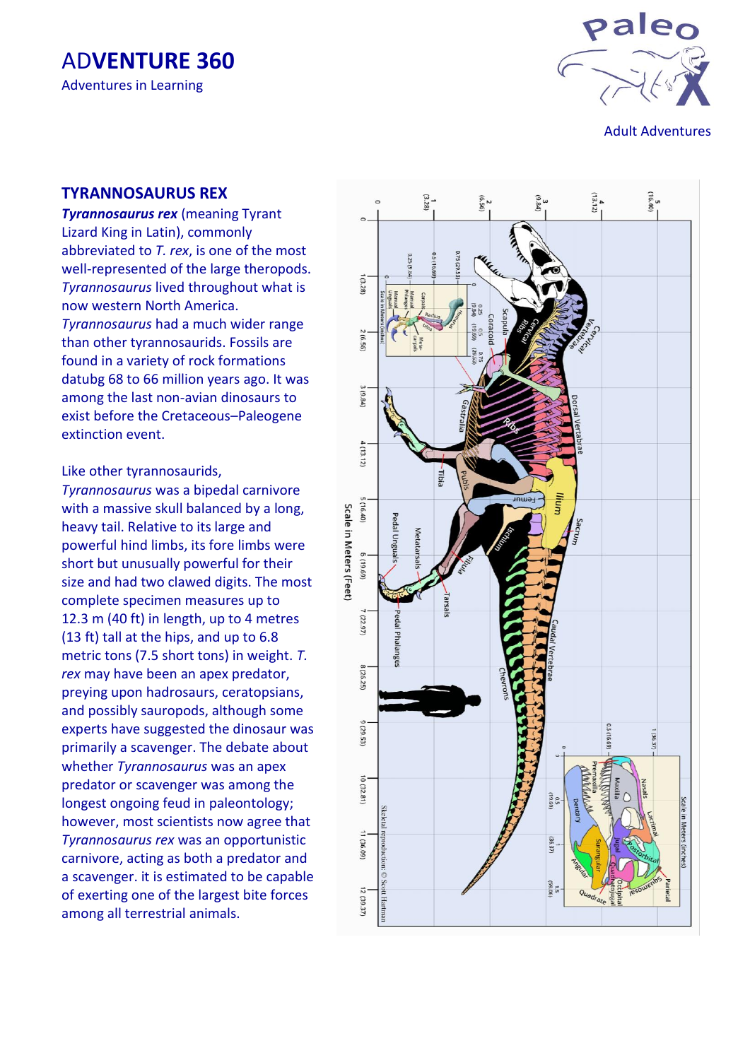ADVENTURE 360

Adventures in Learning

Adult Adventures

## TYRANNOSAURUS REX

***Tyrannosaurus rex*** (meaning Tyrant Lizard King in Latin), commonly abbreviated to *T. rex*, is one of the most well-represented of the large theropods. *Tyrannosaurus* lived throughout what is now western North America. *Tyrannosaurus* had a much wider range than other tyrannosaurids. Fossils are found in a variety of rock formations datubg 68 to 66 million years ago. It was among the last non-avian dinosaurs to exist before the Cretaceous–Paleogene extinction event.

Like other tyrannosaurids, *Tyrannosaurus* was a bipedal carnivore with a massive skull balanced by a long, heavy tail. Relative to its large and powerful hind limbs, its fore limbs were short but unusually powerful for their size and had two clawed digits. The most complete specimen measures up to 12.3 m (40 ft) in length, up to 4 metres (13 ft) tall at the hips, and up to 6.8 metric tons (7.5 short tons) in weight. *T. rex* may have been an apex predator, preying upon hadrosaurs, ceratopsians, and possibly sauropods, although some experts have suggested the dinosaur was primarily a scavenger. The debate about whether *Tyrannosaurus* was an apex predator or scavenger was among the longest ongoing feud in paleontology; however, most scientists now agree that *Tyrannosaurus rex* was an opportunistic carnivore, acting as both a predator and a scavenger. it is estimated to be capable of exerting one of the largest bite forces among all terrestrial animals.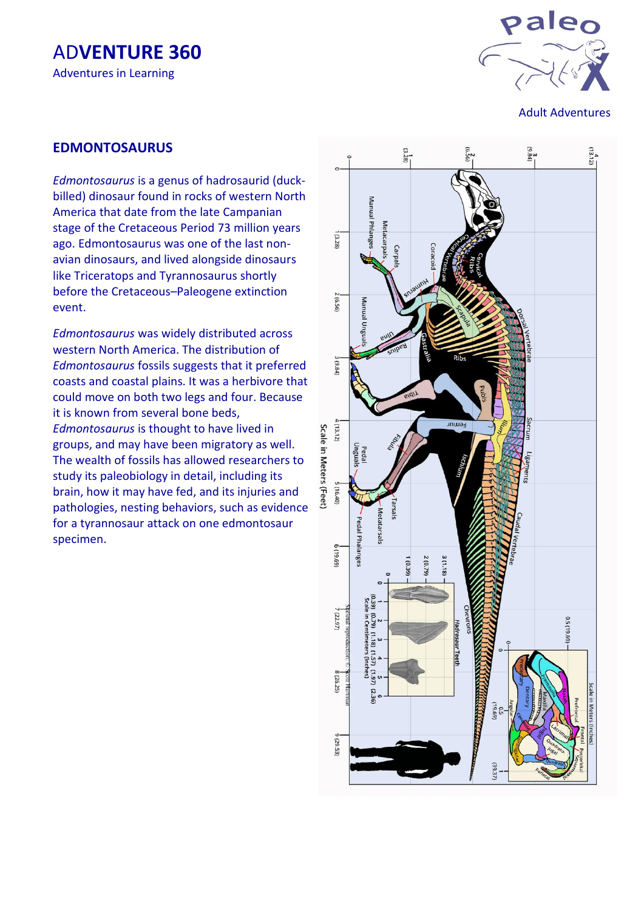# ADVENTURE 360

Adventures in Learning

Adult Adventures

## EDMONTOSAURUS

*Edmontosaurus* is a genus of hadrosaurid (duck-billed) dinosaur found in rocks of western North America that date from the late Campanian stage of the Cretaceous Period 73 million years ago. Edmontosaurus was one of the last non-avian dinosaurs, and lived alongside dinosaurs like Triceratops and Tyrannosaurus shortly before the Cretaceous–Paleogene extinction event.

*Edmontosaurus* was widely distributed across western North America. The distribution of *Edmontosaurus* fossils suggests that it preferred coasts and coastal plains. It was a herbivore that could move on both two legs and four. Because it is known from several bone beds, *Edmontosaurus* is thought to have lived in groups, and may have been migratory as well. The wealth of fossils has allowed researchers to study its paleobiology in detail, including its brain, how it may have fed, and its injuries and pathologies, nesting behaviors, such as evidence for a tyrannosaur attack on one edmontosaur specimen.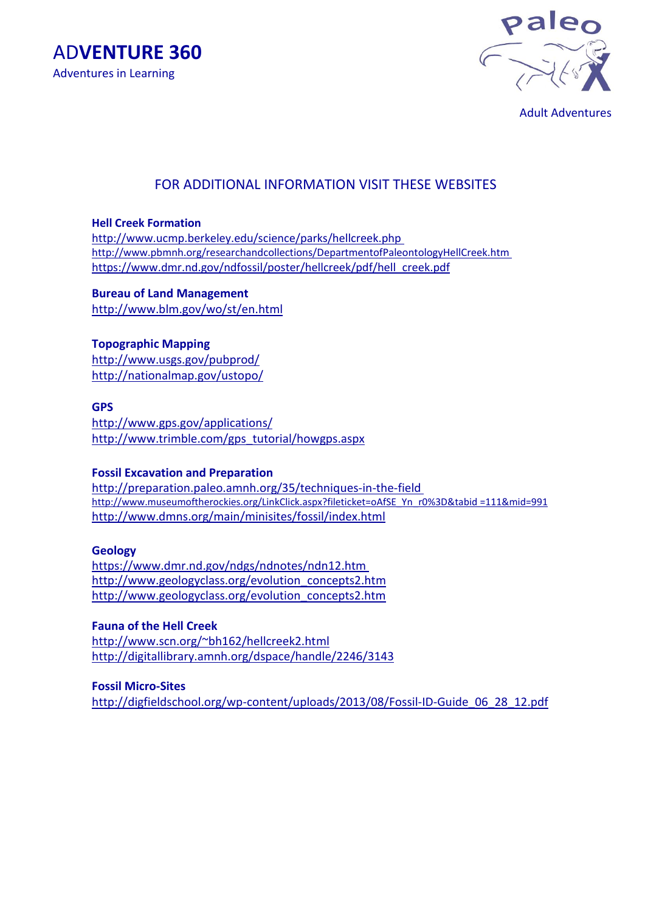ADVENTURE 360

Adventures in Learning

paleo X

Adult Adventures

## FOR ADDITIONAL INFORMATION VISIT THESE WEBSITES

**Hell Creek Formation**

http://www.ucmp.berkeley.edu/science/parks/hellcreek.php
http://www.pbmnh.org/researchandcollections/DepartmentofPaleontologyHellCreek.htm
https://www.dmr.nd.gov/ndfossil/poster/hellcreek/pdf/hell_creek.pdf

**Bureau of Land Management**

http://www.blm.gov/wo/st/en.html

**Topographic Mapping**

http://www.usgs.gov/pubprod/
http://nationalmap.gov/ustopo/

**GPS**

http://www.gps.gov/applications/
http://www.trimble.com/gps_tutorial/howgps.aspx

**Fossil Excavation and Preparation**

http://preparation.paleo.amnh.org/35/techniques-in-the-field
http://www.museumoftherockies.org/LinkClick.aspx?fileticket=oAfSE_Yn_r0%3D&tabid =111&mid=991
http://www.dmns.org/main/minisites/fossil/index.html

**Geology**

https://www.dmr.nd.gov/ndgs/ndnotes/ndn12.htm
http://www.geologyclass.org/evolution_concepts2.htm
http://www.geologyclass.org/evolution_concepts2.htm

**Fauna of the Hell Creek**

http://www.scn.org/~bh162/hellcreek2.html
http://digitallibrary.amnh.org/dspace/handle/2246/3143

**Fossil Micro-Sites**

http://digfieldschool.org/wp-content/uploads/2013/08/Fossil-ID-Guide_06_28_12.pdf